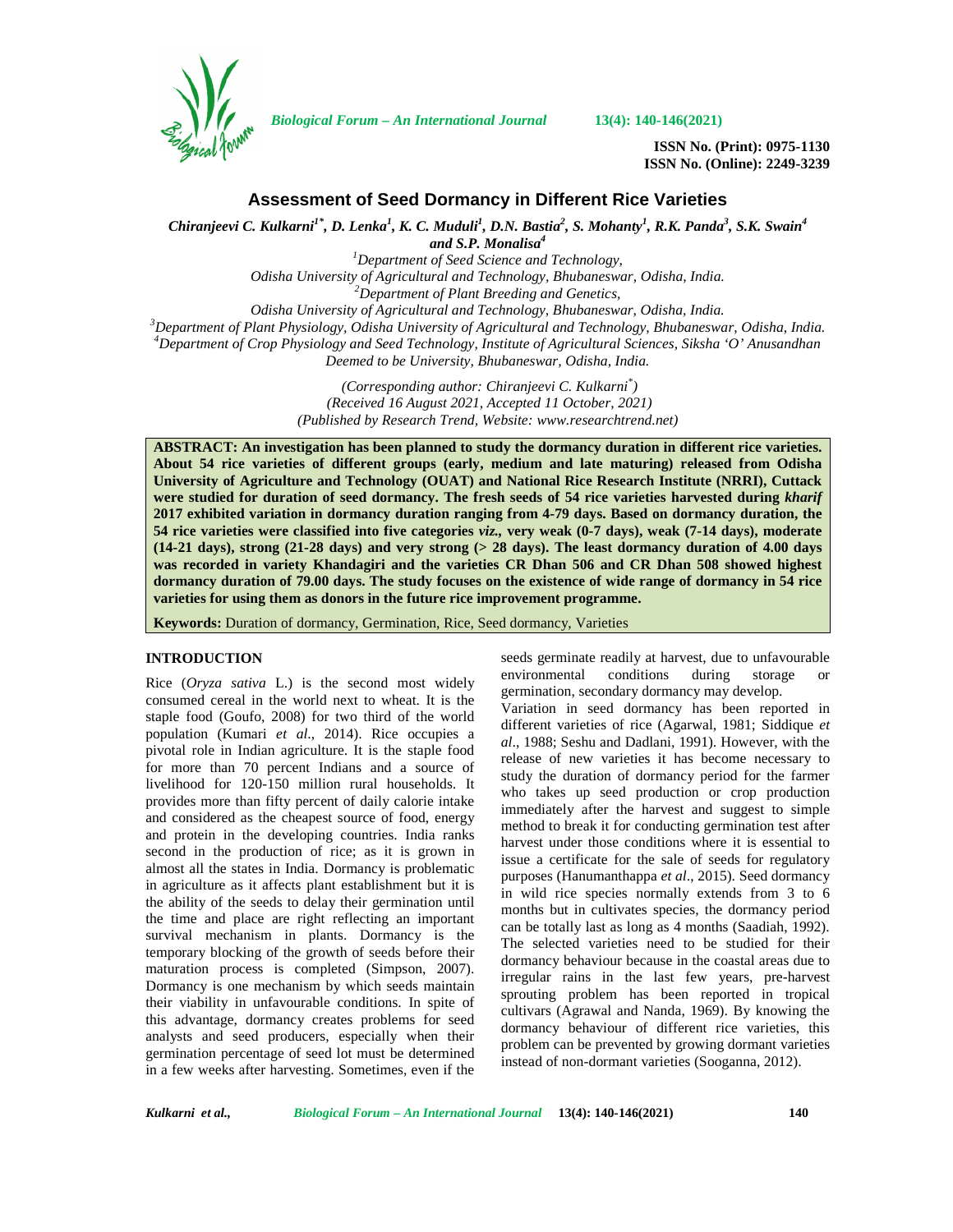# Assessment of Seed Dormancy in Different Rice Varieties

***Chiranjeevi C. Kulkarni[1*], D. Lenka[1], K. C. Muduli[1], D.N. Bastia[2], S. Mohanty[1], R.K. Panda[3], S.K. Swain[4] and S.P. Monalisa[4]***

[1]*Department of Seed Science and Technology, Odisha University of Agricultural and Technology, Bhubaneswar, Odisha, India.*
[2]*Department of Plant Breeding and Genetics, Odisha University of Agricultural and Technology, Bhubaneswar, Odisha, India.*
[3]*Department of Plant Physiology, Odisha University of Agricultural and Technology, Bhubaneswar, Odisha, India.*
[4]*Department of Crop Physiology and Seed Technology, Institute of Agricultural Sciences, Siksha 'O' Anusandhan Deemed to be University, Bhubaneswar, Odisha, India.*

*(Corresponding author: Chiranjeevi C. Kulkarni[*])*
*(Received 16 August 2021, Accepted 11 October, 2021)*
*(Published by Research Trend, Website: www.researchtrend.net)*

**ABSTRACT: An investigation has been planned to study the dormancy duration in different rice varieties. About 54 rice varieties of different groups (early, medium and late maturing) released from Odisha University of Agriculture and Technology (OUAT) and National Rice Research Institute (NRRI), Cuttack were studied for duration of seed dormancy. The fresh seeds of 54 rice varieties harvested during *kharif* 2017 exhibited variation in dormancy duration ranging from 4-79 days. Based on dormancy duration, the 54 rice varieties were classified into five categories *viz.*, very weak (0-7 days), weak (7-14 days), moderate (14-21 days), strong (21-28 days) and very strong (> 28 days). The least dormancy duration of 4.00 days was recorded in variety Khandagiri and the varieties CR Dhan 506 and CR Dhan 508 showed highest dormancy duration of 79.00 days. The study focuses on the existence of wide range of dormancy in 54 rice varieties for using them as donors in the future rice improvement programme.**

**Keywords:** Duration of dormancy, Germination, Rice, Seed dormancy, Varieties

## INTRODUCTION

Rice (*Oryza sativa* L.) is the second most widely consumed cereal in the world next to wheat. It is the staple food (Goufo, 2008) for two third of the world population (Kumari *et al.*, 2014). Rice occupies a pivotal role in Indian agriculture. It is the staple food for more than 70 percent Indians and a source of livelihood for 120-150 million rural households. It provides more than fifty percent of daily calorie intake and considered as the cheapest source of food, energy and protein in the developing countries. India ranks second in the production of rice; as it is grown in almost all the states in India. Dormancy is problematic in agriculture as it affects plant establishment but it is the ability of the seeds to delay their germination until the time and place are right reflecting an important survival mechanism in plants. Dormancy is the temporary blocking of the growth of seeds before their maturation process is completed (Simpson, 2007). Dormancy is one mechanism by which seeds maintain their viability in unfavourable conditions. In spite of this advantage, dormancy creates problems for seed analysts and seed producers, especially when their germination percentage of seed lot must be determined in a few weeks after harvesting. Sometimes, even if the seeds germinate readily at harvest, due to unfavourable environmental conditions during storage or germination, secondary dormancy may develop.

Variation in seed dormancy has been reported in different varieties of rice (Agarwal, 1981; Siddique *et al*., 1988; Seshu and Dadlani, 1991). However, with the release of new varieties it has become necessary to study the duration of dormancy period for the farmer who takes up seed production or crop production immediately after the harvest and suggest to simple method to break it for conducting germination test after harvest under those conditions where it is essential to issue a certificate for the sale of seeds for regulatory purposes (Hanumanthappa *et al*., 2015). Seed dormancy in wild rice species normally extends from 3 to 6 months but in cultivates species, the dormancy period can be totally last as long as 4 months (Saadiah, 1992). The selected varieties need to be studied for their dormancy behaviour because in the coastal areas due to irregular rains in the last few years, pre-harvest sprouting problem has been reported in tropical cultivars (Agrawal and Nanda, 1969). By knowing the dormancy behaviour of different rice varieties, this problem can be prevented by growing dormant varieties instead of non-dormant varieties (Sooganna, 2012).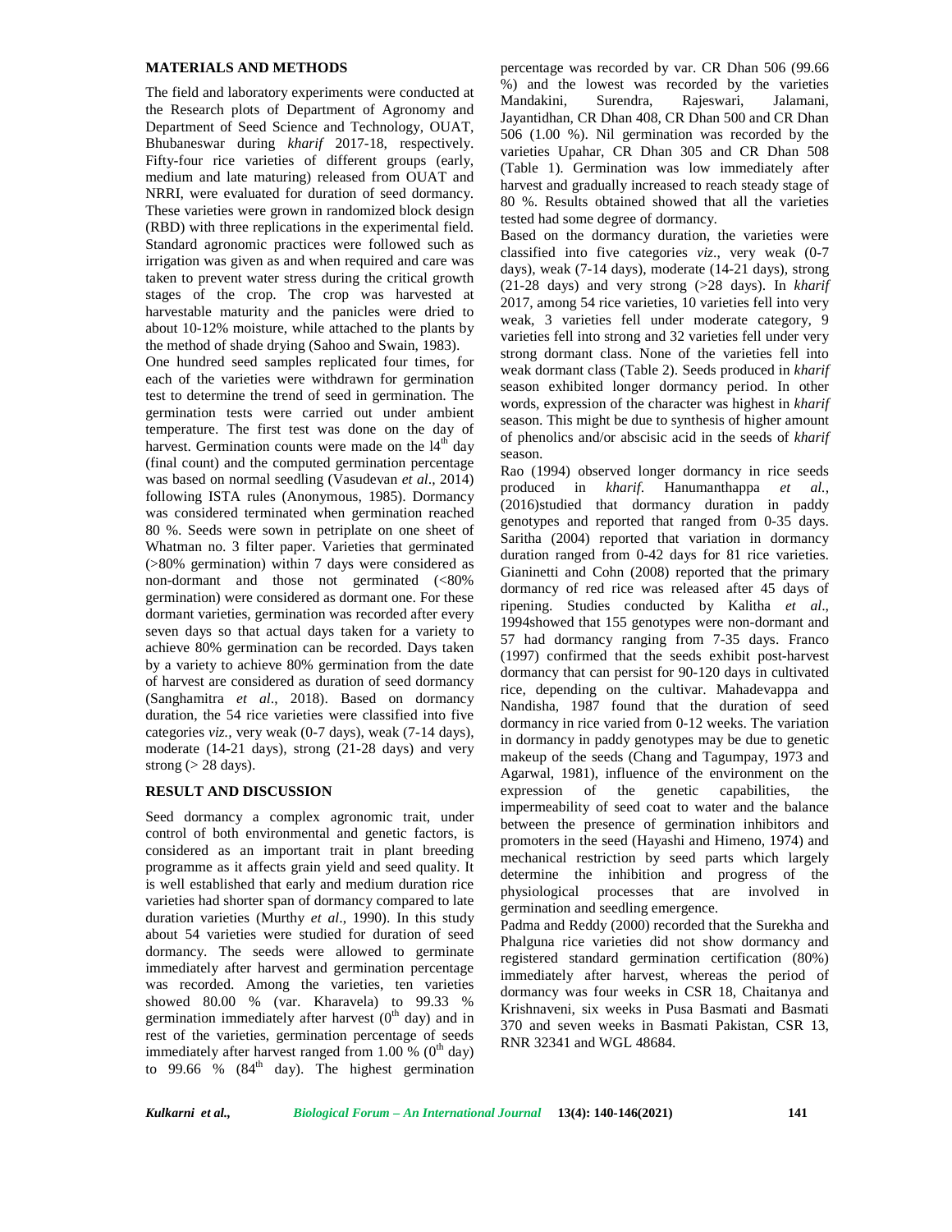## MATERIALS AND METHODS

The field and laboratory experiments were conducted at the Research plots of Department of Agronomy and Department of Seed Science and Technology, OUAT, Bhubaneswar during *kharif* 2017-18, respectively. Fifty-four rice varieties of different groups (early, medium and late maturing) released from OUAT and NRRI, were evaluated for duration of seed dormancy. These varieties were grown in randomized block design (RBD) with three replications in the experimental field. Standard agronomic practices were followed such as irrigation was given as and when required and care was taken to prevent water stress during the critical growth stages of the crop. The crop was harvested at harvestable maturity and the panicles were dried to about 10-12% moisture, while attached to the plants by the method of shade drying (Sahoo and Swain, 1983).

One hundred seed samples replicated four times, for each of the varieties were withdrawn for germination test to determine the trend of seed in germination. The germination tests were carried out under ambient temperature. The first test was done on the day of harvest. Germination counts were made on the l4$^{th}$ day (final count) and the computed germination percentage was based on normal seedling (Vasudevan *et al*., 2014) following ISTA rules (Anonymous, 1985). Dormancy was considered terminated when germination reached 80 %. Seeds were sown in petriplate on one sheet of Whatman no. 3 filter paper. Varieties that germinated (>80% germination) within 7 days were considered as non-dormant and those not germinated (<80% germination) were considered as dormant one. For these dormant varieties, germination was recorded after every seven days so that actual days taken for a variety to achieve 80% germination can be recorded. Days taken by a variety to achieve 80% germination from the date of harvest are considered as duration of seed dormancy (Sanghamitra *et al*., 2018). Based on dormancy duration, the 54 rice varieties were classified into five categories *viz.*, very weak (0-7 days), weak (7-14 days), moderate (14-21 days), strong (21-28 days) and very strong (> 28 days).

## RESULT AND DISCUSSION

Seed dormancy a complex agronomic trait, under control of both environmental and genetic factors, is considered as an important trait in plant breeding programme as it affects grain yield and seed quality. It is well established that early and medium duration rice varieties had shorter span of dormancy compared to late duration varieties (Murthy *et al*., 1990). In this study about 54 varieties were studied for duration of seed dormancy. The seeds were allowed to germinate immediately after harvest and germination percentage was recorded. Among the varieties, ten varieties showed 80.00 % (var. Kharavela) to 99.33 % germination immediately after harvest (0$^{th}$ day) and in rest of the varieties, germination percentage of seeds immediately after harvest ranged from 1.00 % (0$^{th}$ day) to 99.66 % (84$^{th}$ day). The highest germination percentage was recorded by var. CR Dhan 506 (99.66 %) and the lowest was recorded by the varieties Mandakini, Surendra, Rajeswari, Jalamani, Jayantidhan, CR Dhan 408, CR Dhan 500 and CR Dhan 506 (1.00 %). Nil germination was recorded by the varieties Upahar, CR Dhan 305 and CR Dhan 508 (Table 1). Germination was low immediately after harvest and gradually increased to reach steady stage of 80 %. Results obtained showed that all the varieties tested had some degree of dormancy.

Based on the dormancy duration, the varieties were classified into five categories *viz*., very weak (0-7 days), weak (7-14 days), moderate (14-21 days), strong (21-28 days) and very strong (>28 days). In *kharif* 2017, among 54 rice varieties, 10 varieties fell into very weak, 3 varieties fell under moderate category, 9 varieties fell into strong and 32 varieties fell under very strong dormant class. None of the varieties fell into weak dormant class (Table 2). Seeds produced in *kharif* season exhibited longer dormancy period. In other words, expression of the character was highest in *kharif* season. This might be due to synthesis of higher amount of phenolics and/or abscisic acid in the seeds of *kharif* season.

Rao (1994) observed longer dormancy in rice seeds produced in *kharif*. Hanumanthappa *et al.*, (2016)studied that dormancy duration in paddy genotypes and reported that ranged from 0-35 days. Saritha (2004) reported that variation in dormancy duration ranged from 0-42 days for 81 rice varieties. Gianinetti and Cohn (2008) reported that the primary dormancy of red rice was released after 45 days of ripening. Studies conducted by Kalitha *et al*., 1994showed that 155 genotypes were non-dormant and 57 had dormancy ranging from 7-35 days. Franco (1997) confirmed that the seeds exhibit post-harvest dormancy that can persist for 90-120 days in cultivated rice, depending on the cultivar. Mahadevappa and Nandisha, 1987 found that the duration of seed dormancy in rice varied from 0-12 weeks. The variation in dormancy in paddy genotypes may be due to genetic makeup of the seeds (Chang and Tagumpay, 1973 and Agarwal, 1981), influence of the environment on the expression of the genetic capabilities, the impermeability of seed coat to water and the balance between the presence of germination inhibitors and promoters in the seed (Hayashi and Himeno, 1974) and mechanical restriction by seed parts which largely determine the inhibition and progress of the physiological processes that are involved in germination and seedling emergence.

Padma and Reddy (2000) recorded that the Surekha and Phalguna rice varieties did not show dormancy and registered standard germination certification (80%) immediately after harvest, whereas the period of dormancy was four weeks in CSR 18, Chaitanya and Krishnaveni, six weeks in Pusa Basmati and Basmati 370 and seven weeks in Basmati Pakistan, CSR 13, RNR 32341 and WGL 48684.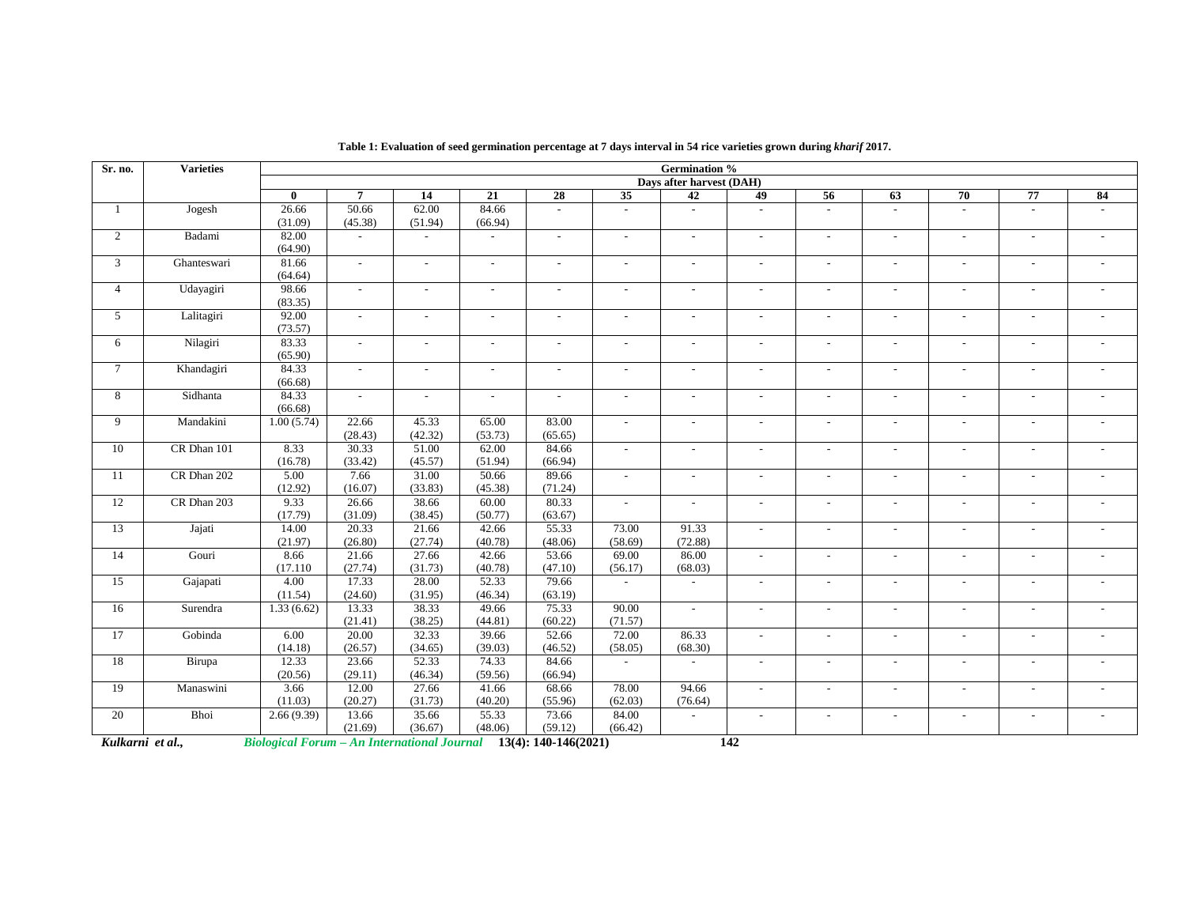**Table 1: Evaluation of seed germination percentage at 7 days interval in 54 rice varieties grown during *kharif* 2017.**

| Sr. no. | Varieties | Germination % | | | | | | | | | | | | |
|---|---|---|---|---|---|---|---|---|---|---|---|---|---|---|
| | | Days after harvest (DAH) | | | | | | | | | | | | |
| | | 0 | 7 | 14 | 21 | 28 | 35 | 42 | 49 | 56 | 63 | 70 | 77 | 84 |
| 1 | Jogesh | 26.66 (31.09) | 50.66 (45.38) | 62.00 (51.94) | 84.66 (66.94) | - | - | - | - | - | - | - | - | - |
| 2 | Badami | 82.00 (64.90) | - | - | - | - | - | - | - | - | - | - | - | - |
| 3 | Ghanteswari | 81.66 (64.64) | - | - | - | - | - | - | - | - | - | - | - | - |
| 4 | Udayagiri | 98.66 (83.35) | - | - | - | - | - | - | - | - | - | - | - | - |
| 5 | Lalitagiri | 92.00 (73.57) | - | - | - | - | - | - | - | - | - | - | - | - |
| 6 | Nilagiri | 83.33 (65.90) | - | - | - | - | - | - | - | - | - | - | - | - |
| 7 | Khandagiri | 84.33 (66.68) | - | - | - | - | - | - | - | - | - | - | - | - |
| 8 | Sidhanta | 84.33 (66.68) | - | - | - | - | - | - | - | - | - | - | - | - |
| 9 | Mandakini | 1.00 (5.74) | 22.66 (28.43) | 45.33 (42.32) | 65.00 (53.73) | 83.00 (65.65) | - | - | - | - | - | - | - | - |
| 10 | CR Dhan 101 | 8.33 (16.78) | 30.33 (33.42) | 51.00 (45.57) | 62.00 (51.94) | 84.66 (66.94) | - | - | - | - | - | - | - | - |
| 11 | CR Dhan 202 | 5.00 (12.92) | 7.66 (16.07) | 31.00 (33.83) | 50.66 (45.38) | 89.66 (71.24) | - | - | - | - | - | - | - | - |
| 12 | CR Dhan 203 | 9.33 (17.79) | 26.66 (31.09) | 38.66 (38.45) | 60.00 (50.77) | 80.33 (63.67) | - | - | - | - | - | - | - | - |
| 13 | Jajati | 14.00 (21.97) | 20.33 (26.80) | 21.66 (27.74) | 42.66 (40.78) | 55.33 (48.06) | 73.00 (58.69) | 91.33 (72.88) | - | - | - | - | - | - |
| 14 | Gouri | 8.66 (17.110 | 21.66 (27.74) | 27.66 (31.73) | 42.66 (40.78) | 53.66 (47.10) | 69.00 (56.17) | 86.00 (68.03) | - | - | - | - | - | - |
| 15 | Gajapati | 4.00 (11.54) | 17.33 (24.60) | 28.00 (31.95) | 52.33 (46.34) | 79.66 (63.19) | - | - | - | - | - | - | - | - |
| 16 | Surendra | 1.33 (6.62) | 13.33 (21.41) | 38.33 (38.25) | 49.66 (44.81) | 75.33 (60.22) | 90.00 (71.57) | - | - | - | - | - | - | - |
| 17 | Gobinda | 6.00 (14.18) | 20.00 (26.57) | 32.33 (34.65) | 39.66 (39.03) | 52.66 (46.52) | 72.00 (58.05) | 86.33 (68.30) | - | - | - | - | - | - |
| 18 | Birupa | 12.33 (20.56) | 23.66 (29.11) | 52.33 (46.34) | 74.33 (59.56) | 84.66 (66.94) | - | - | - | - | - | - | - | - |
| 19 | Manaswini | 3.66 (11.03) | 12.00 (20.27) | 27.66 (31.73) | 41.66 (40.20) | 68.66 (55.96) | 78.00 (62.03) | 94.66 (76.64) | - | - | - | - | - | - |
| 20 | Bhoi | 2.66 (9.39) | 13.66 (21.69) | 35.66 (36.67) | 55.33 (48.06) | 73.66 (59.12) | 84.00 (66.42) | - | - | - | - | - | - | - |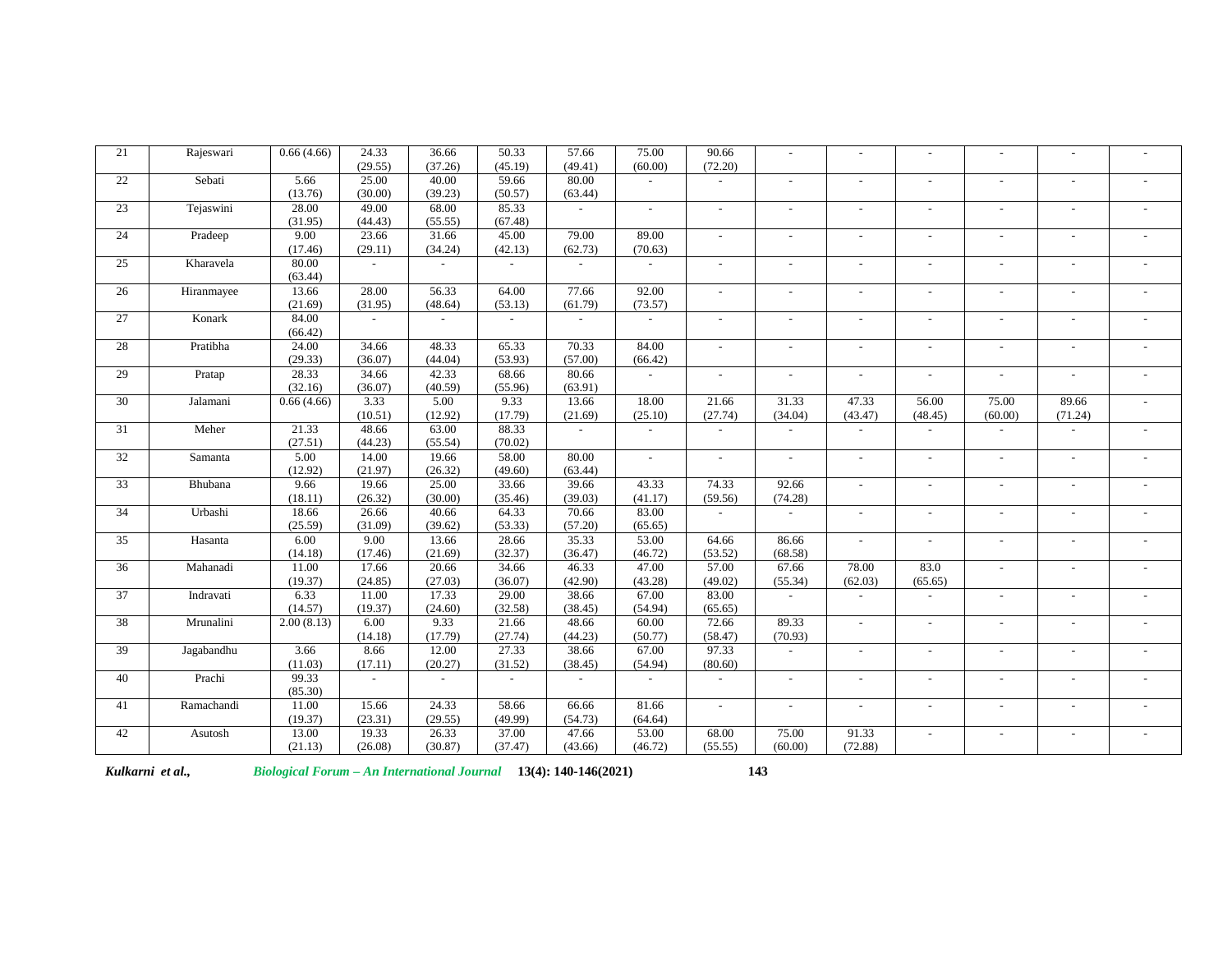| 21 | Rajeswari | 0.66 (4.66) | 24.33 (29.55) | 36.66 (37.26) | 50.33 (45.19) | 57.66 (49.41) | 75.00 (60.00) | 90.66 (72.20) | - | - | - | - | - | - |
|---|---|---|---|---|---|---|---|---|---|---|---|---|---|---|
| 22 | Sebati | 5.66 (13.76) | 25.00 (30.00) | 40.00 (39.23) | 59.66 (50.57) | 80.00 (63.44) | - | - | - | - | - | - | - | - |
| 23 | Tejaswini | 28.00 (31.95) | 49.00 (44.43) | 68.00 (55.55) | 85.33 (67.48) | - | - | - | - | - | - | - | - | - |
| 24 | Pradeep | 9.00 (17.46) | 23.66 (29.11) | 31.66 (34.24) | 45.00 (42.13) | 79.00 (62.73) | 89.00 (70.63) | - | - | - | - | - | - | - |
| 25 | Kharavela | 80.00 (63.44) | - | - | - | - | - | - | - | - | - | - | - | - |
| 26 | Hiranmayee | 13.66 (21.69) | 28.00 (31.95) | 56.33 (48.64) | 64.00 (53.13) | 77.66 (61.79) | 92.00 (73.57) | - | - | - | - | - | - | - |
| 27 | Konark | 84.00 (66.42) | - | - | - | - | - | - | - | - | - | - | - | - |
| 28 | Pratibha | 24.00 (29.33) | 34.66 (36.07) | 48.33 (44.04) | 65.33 (53.93) | 70.33 (57.00) | 84.00 (66.42) | - | - | - | - | - | - | - |
| 29 | Pratap | 28.33 (32.16) | 34.66 (36.07) | 42.33 (40.59) | 68.66 (55.96) | 80.66 (63.91) | - | - | - | - | - | - | - | - |
| 30 | Jalamani | 0.66 (4.66) | 3.33 (10.51) | 5.00 (12.92) | 9.33 (17.79) | 13.66 (21.69) | 18.00 (25.10) | 21.66 (27.74) | 31.33 (34.04) | 47.33 (43.47) | 56.00 (48.45) | 75.00 (60.00) | 89.66 (71.24) | - |
| 31 | Meher | 21.33 (27.51) | 48.66 (44.23) | 63.00 (55.54) | 88.33 (70.02) | - | - | - | - | - | - | - | - | - |
| 32 | Samanta | 5.00 (12.92) | 14.00 (21.97) | 19.66 (26.32) | 58.00 (49.60) | 80.00 (63.44) | - | - | - | - | - | - | - | - |
| 33 | Bhubana | 9.66 (18.11) | 19.66 (26.32) | 25.00 (30.00) | 33.66 (35.46) | 39.66 (39.03) | 43.33 (41.17) | 74.33 (59.56) | 92.66 (74.28) | - | - | - | - | - |
| 34 | Urbashi | 18.66 (25.59) | 26.66 (31.09) | 40.66 (39.62) | 64.33 (53.33) | 70.66 (57.20) | 83.00 (65.65) | - | - | - | - | - | - | - |
| 35 | Hasanta | 6.00 (14.18) | 9.00 (17.46) | 13.66 (21.69) | 28.66 (32.37) | 35.33 (36.47) | 53.00 (46.72) | 64.66 (53.52) | 86.66 (68.58) | - | - | - | - | - |
| 36 | Mahanadi | 11.00 (19.37) | 17.66 (24.85) | 20.66 (27.03) | 34.66 (36.07) | 46.33 (42.90) | 47.00 (43.28) | 57.00 (49.02) | 67.66 (55.34) | 78.00 (62.03) | 83.0 (65.65) | - | - | - |
| 37 | Indravati | 6.33 (14.57) | 11.00 (19.37) | 17.33 (24.60) | 29.00 (32.58) | 38.66 (38.45) | 67.00 (54.94) | 83.00 (65.65) | - | - | - | - | - | - |
| 38 | Mrunalini | 2.00 (8.13) | 6.00 (14.18) | 9.33 (17.79) | 21.66 (27.74) | 48.66 (44.23) | 60.00 (50.77) | 72.66 (58.47) | 89.33 (70.93) | - | - | - | - | - |
| 39 | Jagabandhu | 3.66 (11.03) | 8.66 (17.11) | 12.00 (20.27) | 27.33 (31.52) | 38.66 (38.45) | 67.00 (54.94) | 97.33 (80.60) | - | - | - | - | - | - |
| 40 | Prachi | 99.33 (85.30) | - | - | - | - | - | - | - | - | - | - | - | - |
| 41 | Ramachandi | 11.00 (19.37) | 15.66 (23.31) | 24.33 (29.55) | 58.66 (49.99) | 66.66 (54.73) | 81.66 (64.64) | - | - | - | - | - | - | - |
| 42 | Asutosh | 13.00 (21.13) | 19.33 (26.08) | 26.33 (30.87) | 37.00 (37.47) | 47.66 (43.66) | 53.00 (46.72) | 68.00 (55.55) | 75.00 (60.00) | 91.33 (72.88) | - | - | - | - |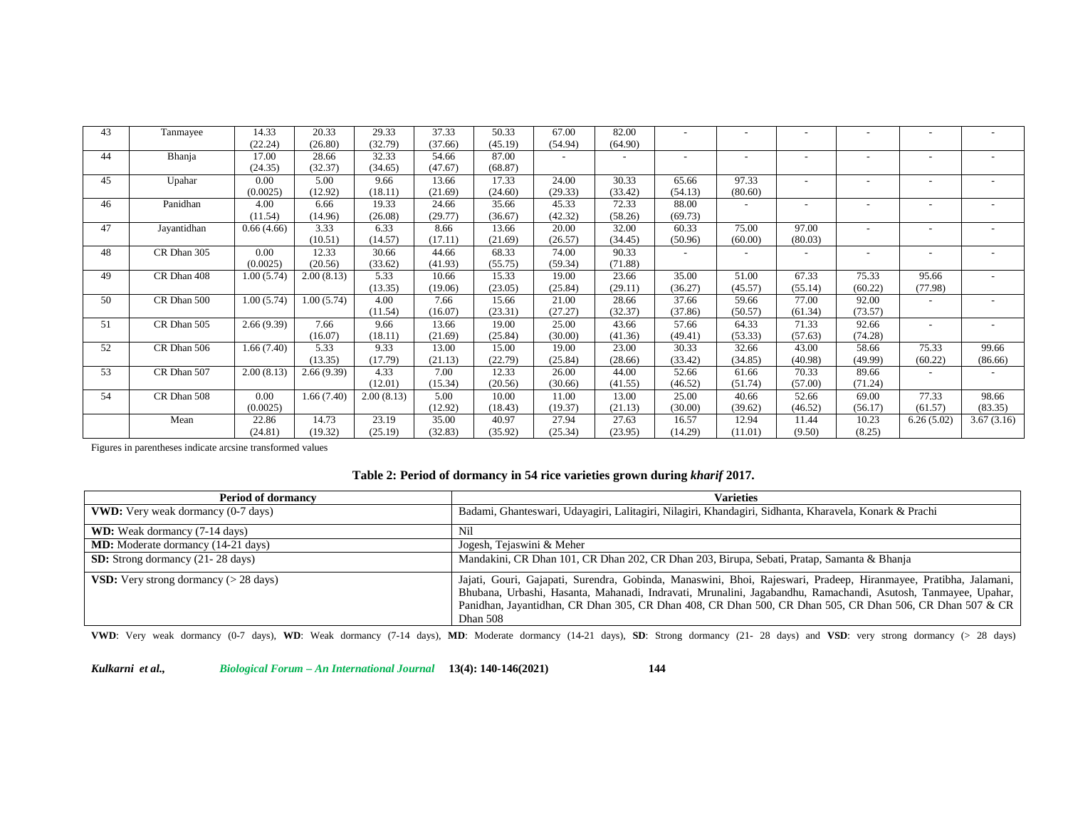| 43 | Tanmayee | 14.33 (22.24) | 20.33 (26.80) | 29.33 (32.79) | 37.33 (37.66) | 50.33 (45.19) | 67.00 (54.94) | 82.00 (64.90) | - | - | - | - | - | - |
|---|---|---|---|---|---|---|---|---|---|---|---|---|---|---|
| 44 | Bhanja | 17.00 (24.35) | 28.66 (32.37) | 32.33 (34.65) | 54.66 (47.67) | 87.00 (68.87) | - | - | - | - | - | - | - | - |
| 45 | Upahar | 0.00 (0.0025) | 5.00 (12.92) | 9.66 (18.11) | 13.66 (21.69) | 17.33 (24.60) | 24.00 (29.33) | 30.33 (33.42) | 65.66 (54.13) | 97.33 (80.60) | - | - | - | - |
| 46 | Panidhan | 4.00 (11.54) | 6.66 (14.96) | 19.33 (26.08) | 24.66 (29.77) | 35.66 (36.67) | 45.33 (42.32) | 72.33 (58.26) | 88.00 (69.73) | - | - | - | - | - |
| 47 | Jayantidhan | 0.66 (4.66) | 3.33 (10.51) | 6.33 (14.57) | 8.66 (17.11) | 13.66 (21.69) | 20.00 (26.57) | 32.00 (34.45) | 60.33 (50.96) | 75.00 (60.00) | 97.00 (80.03) | - | - | - |
| 48 | CR Dhan 305 | 0.00 (0.0025) | 12.33 (20.56) | 30.66 (33.62) | 44.66 (41.93) | 68.33 (55.75) | 74.00 (59.34) | 90.33 (71.88) | - | - | - | - | - | - |
| 49 | CR Dhan 408 | 1.00 (5.74) | 2.00 (8.13) | 5.33 (13.35) | 10.66 (19.06) | 15.33 (23.05) | 19.00 (25.84) | 23.66 (29.11) | 35.00 (36.27) | 51.00 (45.57) | 67.33 (55.14) | 75.33 (60.22) | 95.66 (77.98) | - |
| 50 | CR Dhan 500 | 1.00 (5.74) | 1.00 (5.74) | 4.00 (11.54) | 7.66 (16.07) | 15.66 (23.31) | 21.00 (27.27) | 28.66 (32.37) | 37.66 (37.86) | 59.66 (50.57) | 77.00 (61.34) | 92.00 (73.57) | - | - |
| 51 | CR Dhan 505 | 2.66 (9.39) | 7.66 (16.07) | 9.66 (18.11) | 13.66 (21.69) | 19.00 (25.84) | 25.00 (30.00) | 43.66 (41.36) | 57.66 (49.41) | 64.33 (53.33) | 71.33 (57.63) | 92.66 (74.28) | - | - |
| 52 | CR Dhan 506 | 1.66 (7.40) | 5.33 (13.35) | 9.33 (17.79) | 13.00 (21.13) | 15.00 (22.79) | 19.00 (25.84) | 23.00 (28.66) | 30.33 (33.42) | 32.66 (34.85) | 43.00 (40.98) | 58.66 (49.99) | 75.33 (60.22) | 99.66 (86.66) |
| 53 | CR Dhan 507 | 2.00 (8.13) | 2.66 (9.39) | 4.33 (12.01) | 7.00 (15.34) | 12.33 (20.56) | 26.00 (30.66) | 44.00 (41.55) | 52.66 (46.52) | 61.66 (51.74) | 70.33 (57.00) | 89.66 (71.24) | - | - |
| 54 | CR Dhan 508 | 0.00 (0.0025) | 1.66 (7.40) | 2.00 (8.13) | 5.00 (12.92) | 10.00 (18.43) | 11.00 (19.37) | 13.00 (21.13) | 25.00 (30.00) | 40.66 (39.62) | 52.66 (46.52) | 69.00 (56.17) | 77.33 (61.57) | 98.66 (83.35) |
| | Mean | 22.86 (24.81) | 14.73 (19.32) | 23.19 (25.19) | 35.00 (32.83) | 40.97 (35.92) | 27.94 (25.34) | 27.63 (23.95) | 16.57 (14.29) | 12.94 (11.01) | 11.44 (9.50) | 10.23 (8.25) | 6.26 (5.02) | 3.67 (3.16) |

Figures in parentheses indicate arcsine transformed values

**Table 2: Period of dormancy in 54 rice varieties grown during *kharif* 2017.**

| Period of dormancy | Varieties |
|---|---|
| **VWD:** Very weak dormancy (0-7 days) | Badami, Ghanteswari, Udayagiri, Lalitagiri, Nilagiri, Khandagiri, Sidhanta, Kharavela, Konark & Prachi |
| **WD:** Weak dormancy (7-14 days) | Nil |
| **MD:** Moderate dormancy (14-21 days) | Jogesh, Tejaswini & Meher |
| **SD:** Strong dormancy (21- 28 days) | Mandakini, CR Dhan 101, CR Dhan 202, CR Dhan 203, Birupa, Sebati, Pratap, Samanta & Bhanja |
| **VSD:** Very strong dormancy (> 28 days) | Jajati, Gouri, Gajapati, Surendra, Gobinda, Manaswini, Bhoi, Rajeswari, Pradeep, Hiranmayee, Pratibha, Jalamani, Bhubana, Urbashi, Hasanta, Mahanadi, Indravati, Mrunalini, Jagabandhu, Ramachandi, Asutosh, Tanmayee, Upahar, Panidhan, Jayantidhan, CR Dhan 305, CR Dhan 408, CR Dhan 500, CR Dhan 505, CR Dhan 506, CR Dhan 507 & CR Dhan 508 |

**VWD**: Very weak dormancy (0-7 days), **WD**: Weak dormancy (7-14 days), **MD**: Moderate dormancy (14-21 days), **SD**: Strong dormancy (21- 28 days) and **VSD**: very strong dormancy (> 28 days)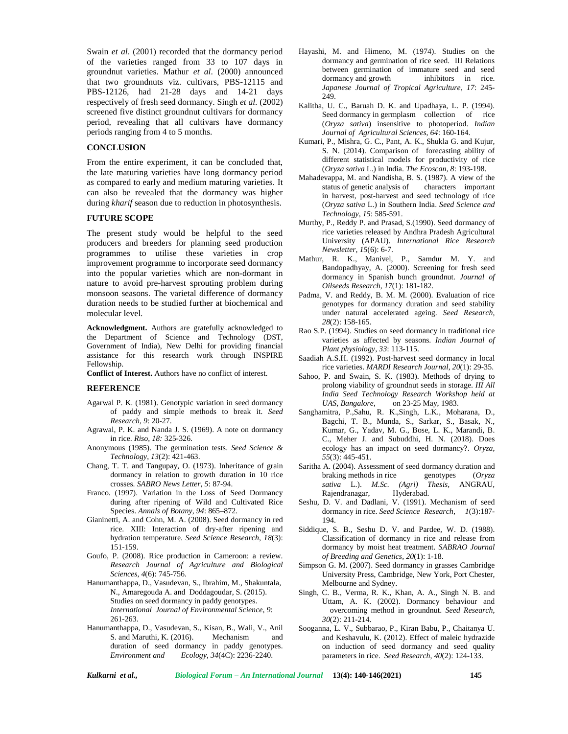Swain *et al*. (2001) recorded that the dormancy period of the varieties ranged from 33 to 107 days in groundnut varieties. Mathur *et al*. (2000) announced that two groundnuts viz. cultivars, PBS-12115 and PBS-12126, had 21-28 days and 14-21 days respectively of fresh seed dormancy. Singh *et al*. (2002) screened five distinct groundnut cultivars for dormancy period, revealing that all cultivars have dormancy periods ranging from 4 to 5 months.

## CONCLUSION

From the entire experiment, it can be concluded that, the late maturing varieties have long dormancy period as compared to early and medium maturing varieties. It can also be revealed that the dormancy was higher during *kharif* season due to reduction in photosynthesis.

## FUTURE SCOPE

The present study would be helpful to the seed producers and breeders for planning seed production programmes to utilise these varieties in crop improvement programme to incorporate seed dormancy into the popular varieties which are non-dormant in nature to avoid pre-harvest sprouting problem during monsoon seasons. The varietal difference of dormancy duration needs to be studied further at biochemical and molecular level.

**Acknowledgment.** Authors are gratefully acknowledged to the Department of Science and Technology (DST, Government of India), New Delhi for providing financial assistance for this research work through INSPIRE Fellowship.

**Conflict of Interest.** Authors have no conflict of interest.

## REFERENCE

Agarwal P. K. (1981). Genotypic variation in seed dormancy of paddy and simple methods to break it. *Seed Research, 9*: 20-27.

Agrawal, P. K. and Nanda J. S. (1969). A note on dormancy in rice. *Riso, 18:* 325-326.

Anonymous (1985). The germination tests. *Seed Science & Technology*, *13*(2): 421-463.

Chang, T. T. and Tangupay, O. (1973). Inheritance of grain dormancy in relation to growth duration in 10 rice crosses. *SABRO News Letter, 5*: 87-94.

Franco. (1997). Variation in the Loss of Seed Dormancy during after ripening of Wild and Cultivated Rice Species. *Annals of Botany*, *94*: 865–872.

Gianinetti, A. and Cohn, M. A. (2008). Seed dormancy in red rice. XIII: Interaction of dry-after ripening and hydration temperature. *Seed Science Research*, *18*(3): 151-159.

Goufo, P. (2008). Rice production in Cameroon: a review. *Research Journal of Agriculture and Biological Sciences*, *4*(6): 745-756.

Hanumanthappa, D., Vasudevan, S., Ibrahim, M., Shakuntala, N., Amaregouda A. and Doddagoudar, S. (2015). Studies on seed dormancy in paddy genotypes. *International Journal of Environmental Science, 9*: 261-263.

Hanumanthappa, D., Vasudevan, S., Kisan, B., Wali, V., Anil S. and Maruthi, K. (2016). Mechanism and duration of seed dormancy in paddy genotypes. *Environment and Ecology*, *34*(4C): 2236-2240.

Hayashi, M. and Himeno, M. (1974). Studies on the dormancy and germination of rice seed. III Relations between germination of immature seed and seed dormancy and growth inhibitors in rice. *Japanese Journal of Tropical Agriculture*, *17*: 245-249.

Kalitha, U. C., Baruah D. K. and Upadhaya, L. P. (1994). Seed dormancy in germplasm collection of rice (*Oryza sativa*) insensitive to photoperiod. *Indian Journal of Agricultural Sciences*, *64*: 160-164.

Kumari, P., Mishra, G. C., Pant, A. K., Shukla G. and Kujur, S. N. (2014). Comparison of forecasting ability of different statistical models for productivity of rice (*Oryza sativa* L.) in India. *The Ecoscan*, *8*: 193-198.

Mahadevappa, M. and Nandisha, B. S. (1987). A view of the status of genetic analysis of characters important in harvest, post-harvest and seed technology of rice (*Oryza sativa* L.) in Southern India. *Seed Science and Technology, 15*: 585-591.

Murthy, P., Reddy P. and Prasad, S.(1990). Seed dormancy of rice varieties released by Andhra Pradesh Agricultural University (APAU). *International Rice Research Newsletter*, *15*(6): 6-7.

Mathur, R. K., Manivel, P., Samdur M. Y. and Bandopadhyay, A. (2000). Screening for fresh seed dormancy in Spanish bunch groundnut. *Journal of Oilseeds Research*, *17*(1): 181-182.

Padma, V. and Reddy, B. M. M. (2000). Evaluation of rice genotypes for dormancy duration and seed stability under natural accelerated ageing. *Seed Research*, *28*(2): 158-165.

Rao S.P. (1994). Studies on seed dormancy in traditional rice varieties as affected by seasons. *Indian Journal of Plant physiology*, *33*: 113-115.

Saadiah A.S.H. (1992). Post-harvest seed dormancy in local rice varieties. *MARDI Research Journal*, *20*(1): 29-35.

Sahoo, P. and Swain, S. K. (1983). Methods of drying to prolong viability of groundnut seeds in storage. *III All India Seed Technology Research Workshop held at UAS, Bangalore*, on 23-25 May, 1983.

Sanghamitra, P.,Sahu, R. K.,Singh, L.K., Moharana, D., Bagchi, T. B., Munda, S., Sarkar, S., Basak, N., Kumar, G., Yadav, M. G., Bose, L. K., Marandi, B. C., Meher J. and Subuddhi, H. N. (2018). Does ecology has an impact on seed dormancy?. *Oryza*, *55*(3): 445-451.

Saritha A. (2004). Assessment of seed dormancy duration and braking methods in rice genotypes (*Oryza sativa* L.). *M.Sc. (Agri) Thesis*, ANGRAU, Rajendranagar, Hyderabad.

Seshu, D. V. and Dadlani, V. (1991). Mechanism of seed dormancy in rice. *Seed Science Research*, *1*(3):187-194.

Siddique, S. B., Seshu D. V. and Pardee, W. D. (1988). Classification of dormancy in rice and release from dormancy by moist heat treatment. *SABRAO Journal of Breeding and Genetics*, *20*(1): 1-18.

Simpson G. M. (2007). Seed dormancy in grasses Cambridge University Press, Cambridge, New York, Port Chester, Melbourne and Sydney.

Singh, C. B., Verma, R. K., Khan, A. A., Singh N. B. and Uttam, A. K. (2002). Dormancy behaviour and overcoming method in groundnut. *Seed Research*, *30*(2): 211-214.

Sooganna, L. V., Subbarao, P., Kiran Babu, P., Chaitanya U. and Keshavulu, K. (2012). Effect of maleic hydrazide on induction of seed dormancy and seed quality parameters in rice. *Seed Research*, *40*(2): 124-133.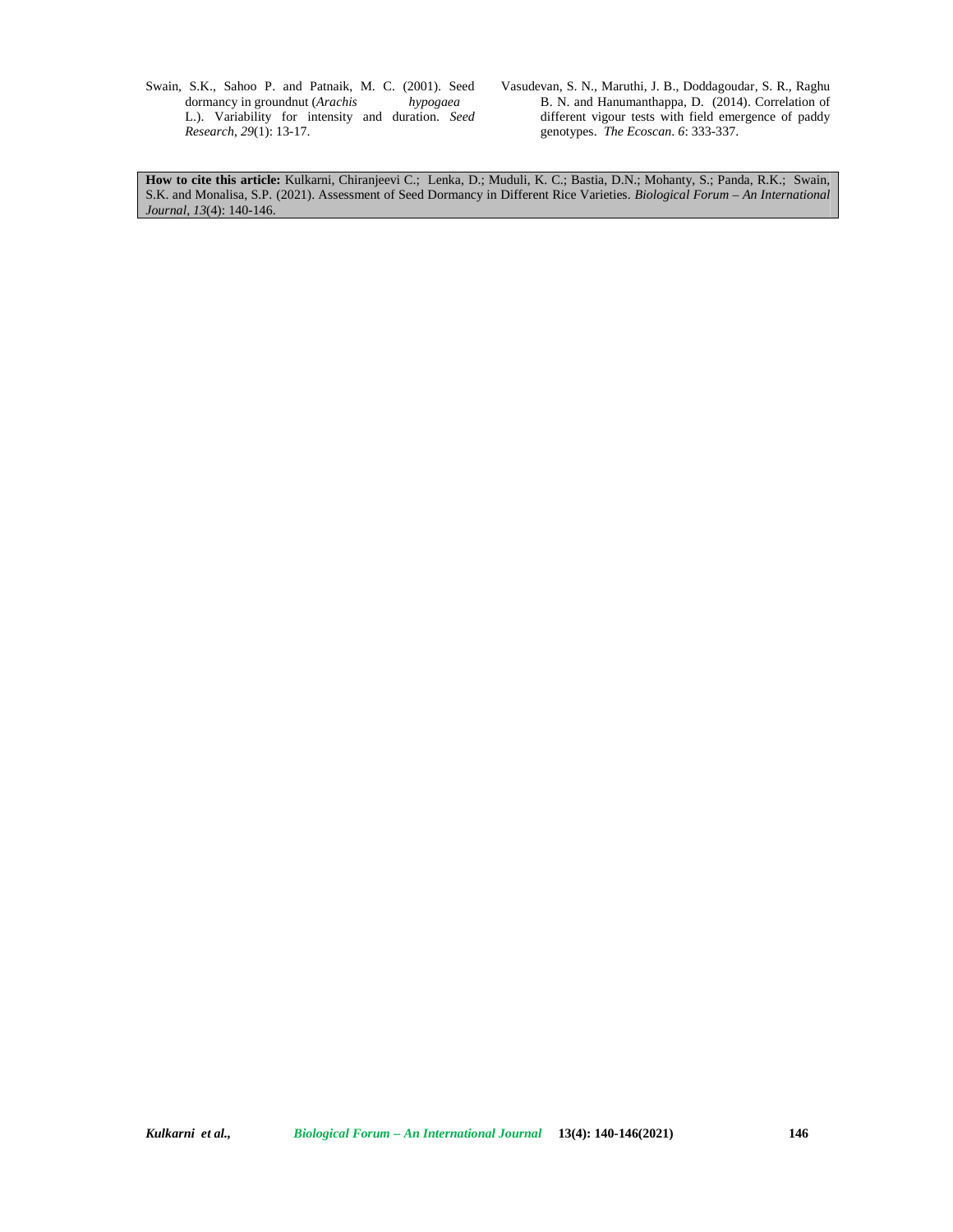Swain, S.K., Sahoo P. and Patnaik, M. C. (2001). Seed dormancy in groundnut (*Arachis hypogaea* L.). Variability for intensity and duration. *Seed Research*, *29*(1): 13-17.

Vasudevan, S. N., Maruthi, J. B., Doddagoudar, S. R., Raghu B. N. and Hanumanthappa, D. (2014). Correlation of different vigour tests with field emergence of paddy genotypes. *The Ecoscan*. *6*: 333-337.

**How to cite this article:** Kulkarni, Chiranjeevi C.; Lenka, D.; Muduli, K. C.; Bastia, D.N.; Mohanty, S.; Panda, R.K.; Swain, S.K. and Monalisa, S.P. (2021). Assessment of Seed Dormancy in Different Rice Varieties. *Biological Forum – An International Journal*, *13*(4): 140-146.